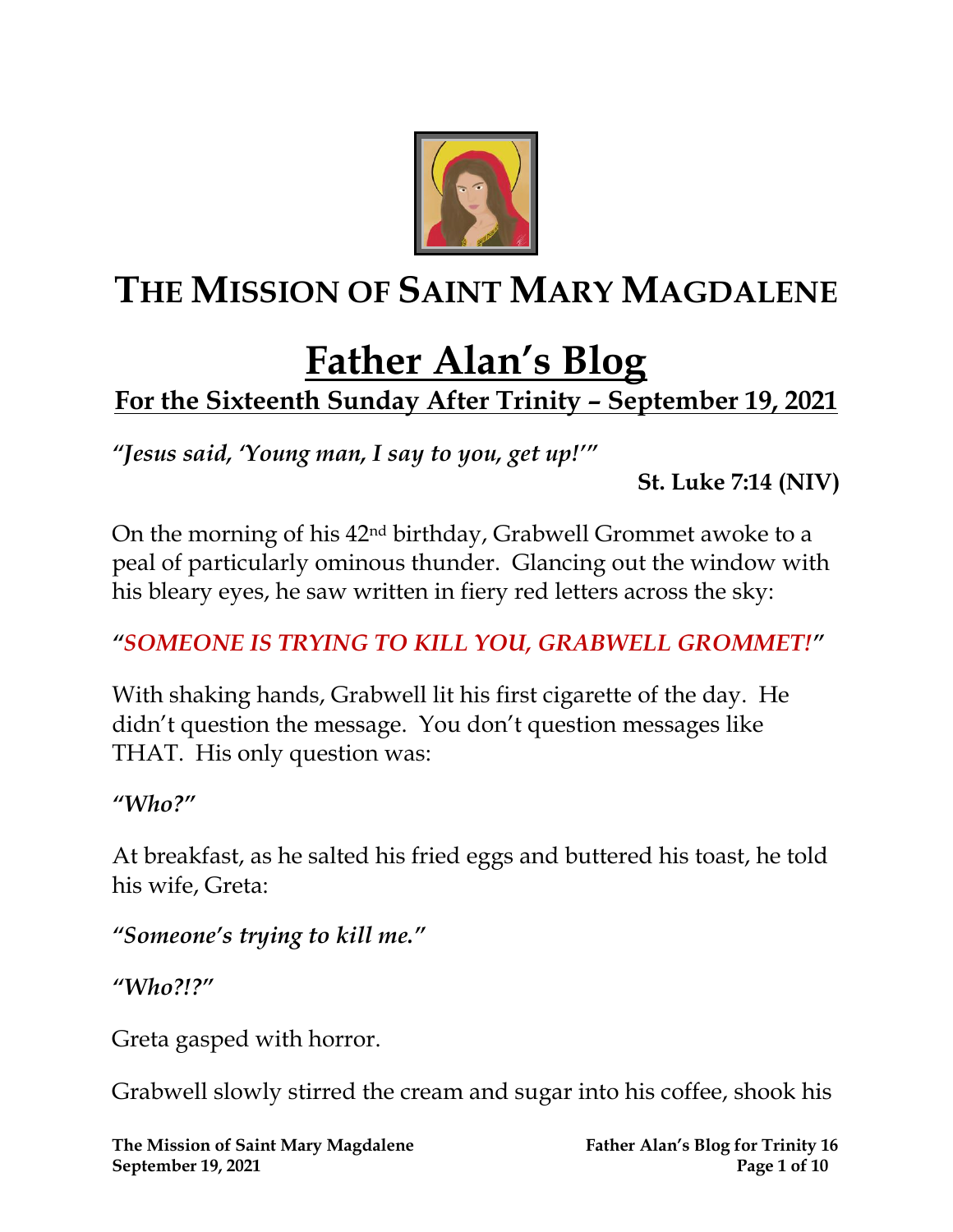# THE MISSION OF SAINT MARY MAGDALENE

# Father Alan's Blog

## For the Sixteenth Sunday After Trinity – September 19, 2021

***"Jesus said, 'Young man, I say to you, get up!'"***

**St. Luke 7:14 (NIV)**

On the morning of his 42nd birthday, Grabwell Grommet awoke to a peal of particularly ominous thunder. Glancing out the window with his bleary eyes, he saw written in fiery red letters across the sky:

***"SOMEONE IS TRYING TO KILL YOU, GRABWELL GROMMET!"***

With shaking hands, Grabwell lit his first cigarette of the day. He didn't question the message. You don't question messages like THAT. His only question was:

***"Who?"***

At breakfast, as he salted his fried eggs and buttered his toast, he told his wife, Greta:

***"Someone's trying to kill me."***

***"Who?!?"***

Greta gasped with horror.

Grabwell slowly stirred the cream and sugar into his coffee, shook his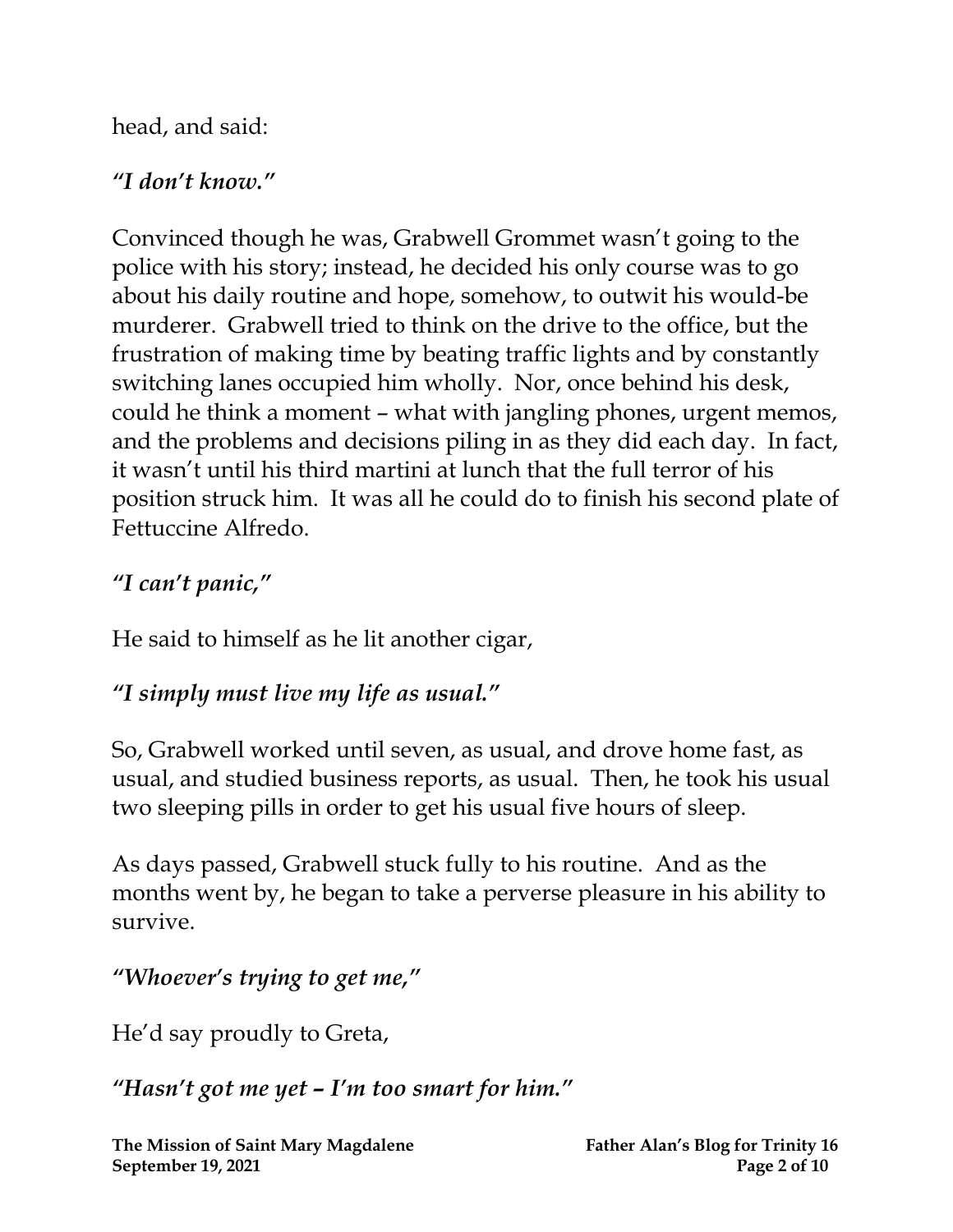head, and said:

***"I don't know."***

Convinced though he was, Grabwell Grommet wasn't going to the police with his story; instead, he decided his only course was to go about his daily routine and hope, somehow, to outwit his would-be murderer. Grabwell tried to think on the drive to the office, but the frustration of making time by beating traffic lights and by constantly switching lanes occupied him wholly. Nor, once behind his desk, could he think a moment – what with jangling phones, urgent memos, and the problems and decisions piling in as they did each day. In fact, it wasn't until his third martini at lunch that the full terror of his position struck him. It was all he could do to finish his second plate of Fettuccine Alfredo.

***"I can't panic,"***

He said to himself as he lit another cigar,

***"I simply must live my life as usual."***

So, Grabwell worked until seven, as usual, and drove home fast, as usual, and studied business reports, as usual. Then, he took his usual two sleeping pills in order to get his usual five hours of sleep.

As days passed, Grabwell stuck fully to his routine. And as the months went by, he began to take a perverse pleasure in his ability to survive.

***"Whoever's trying to get me,"***

He'd say proudly to Greta,

***"Hasn't got me yet – I'm too smart for him."***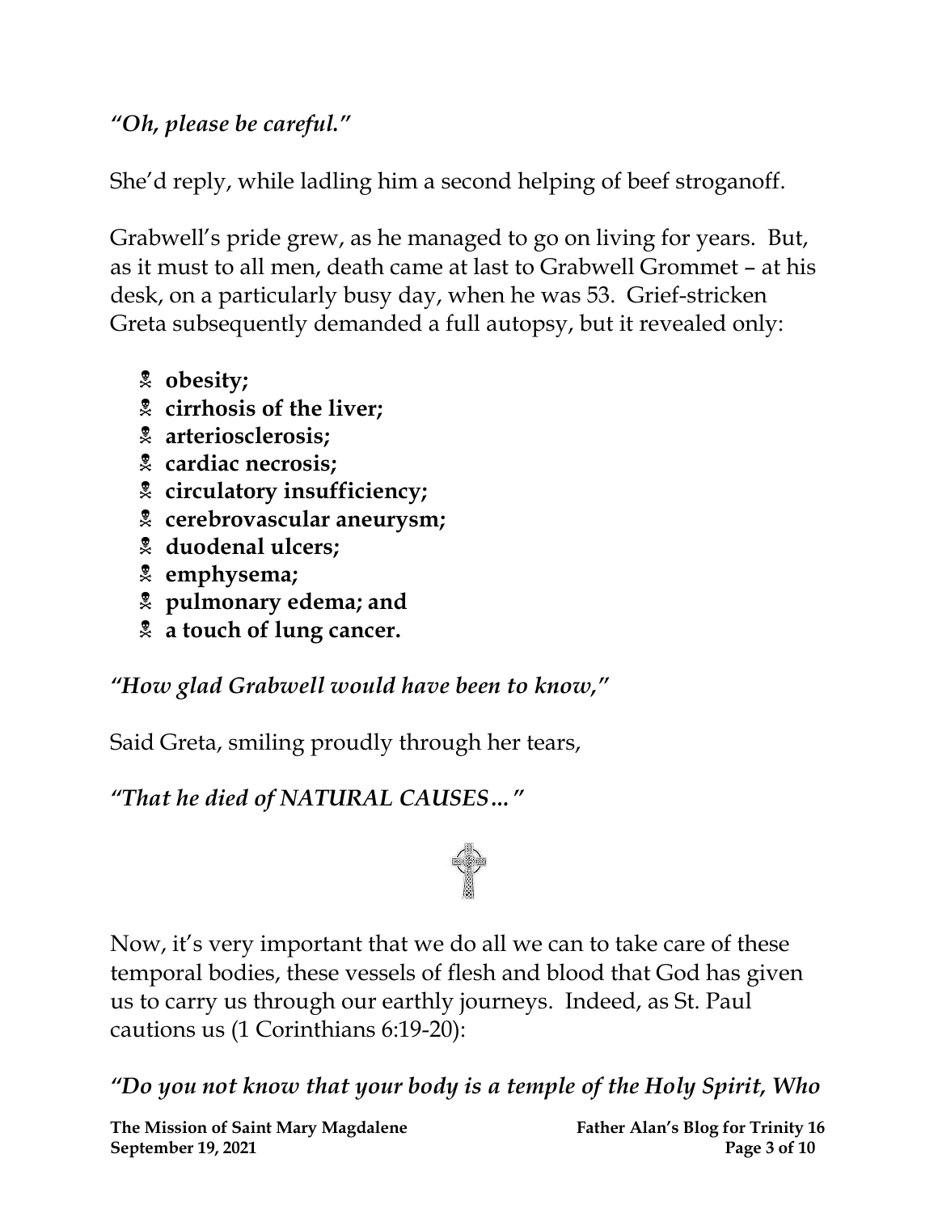*"Oh, please be careful."*

She'd reply, while ladling him a second helping of beef stroganoff.

Grabwell's pride grew, as he managed to go on living for years. But, as it must to all men, death came at last to Grabwell Grommet – at his desk, on a particularly busy day, when he was 53. Grief-stricken Greta subsequently demanded a full autopsy, but it revealed only:

- ☠ **obesity;**
- ☠ **cirrhosis of the liver;**
- ☠ **arteriosclerosis;**
- ☠ **cardiac necrosis;**
- ☠ **circulatory insufficiency;**
- ☠ **cerebrovascular aneurysm;**
- ☠ **duodenal ulcers;**
- ☠ **emphysema;**
- ☠ **pulmonary edema; and**
- ☠ **a touch of lung cancer.**

*"How glad Grabwell would have been to know,"*

Said Greta, smiling proudly through her tears,

*"That he died of NATURAL CAUSES…"*

Now, it's very important that we do all we can to take care of these temporal bodies, these vessels of flesh and blood that God has given us to carry us through our earthly journeys. Indeed, as St. Paul cautions us (1 Corinthians 6:19-20):

*"Do you not know that your body is a temple of the Holy Spirit, Who*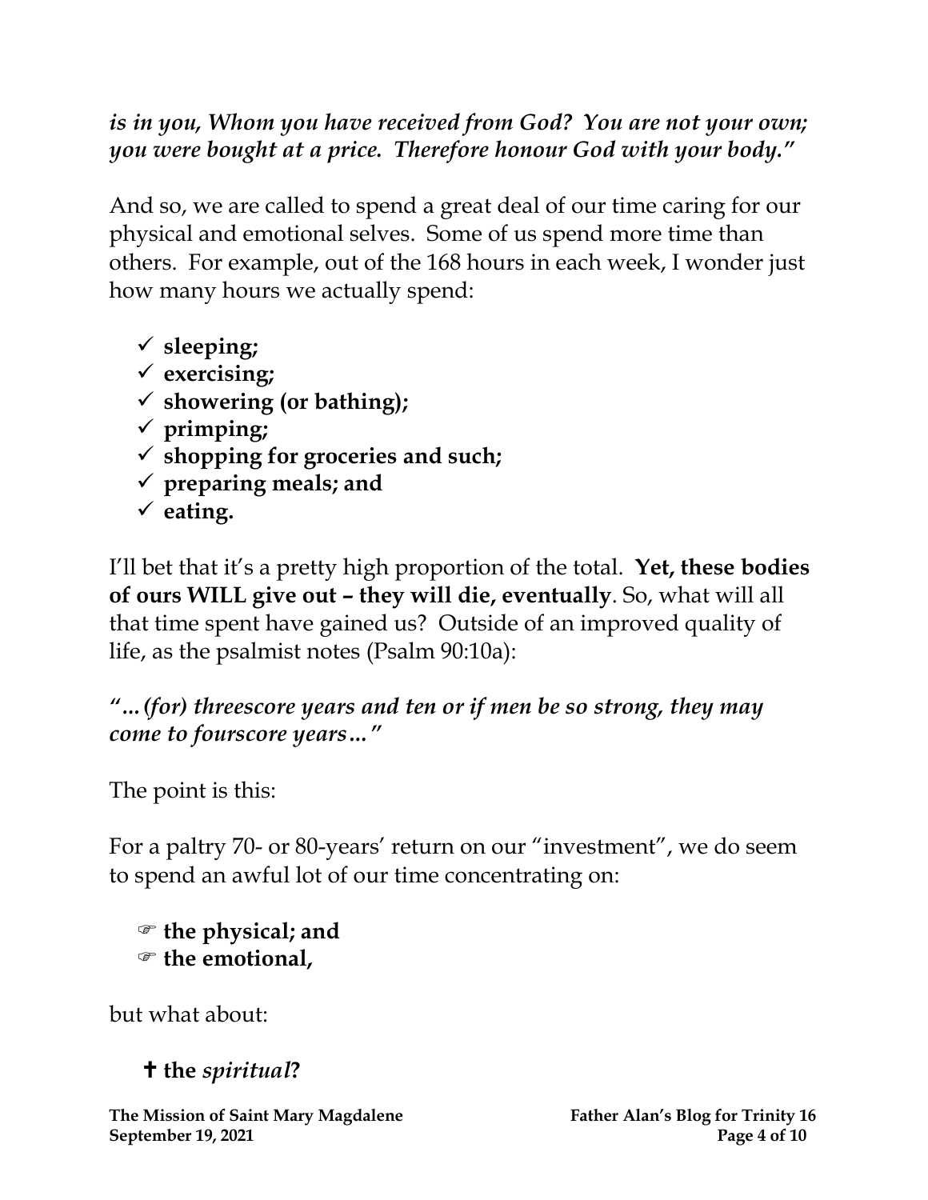***is in you, Whom you have received from God? You are not your own; you were bought at a price. Therefore honour God with your body."***

And so, we are called to spend a great deal of our time caring for our physical and emotional selves. Some of us spend more time than others. For example, out of the 168 hours in each week, I wonder just how many hours we actually spend:

- ✓ **sleeping;**
- ✓ **exercising;**
- ✓ **showering (or bathing);**
- ✓ **primping;**
- ✓ **shopping for groceries and such;**
- ✓ **preparing meals; and**
- ✓ **eating.**

I'll bet that it's a pretty high proportion of the total. **Yet, these bodies of ours WILL give out – they will die, eventually**. So, what will all that time spent have gained us? Outside of an improved quality of life, as the psalmist notes (Psalm 90:10a):

***"…(for) threescore years and ten or if men be so strong, they may come to fourscore years…"***

The point is this:

For a paltry 70- or 80-years' return on our "investment", we do seem to spend an awful lot of our time concentrating on:

- ☞ **the physical; and**
- ☞ **the emotional,**

but what about:

- ✝ **the *spiritual*?**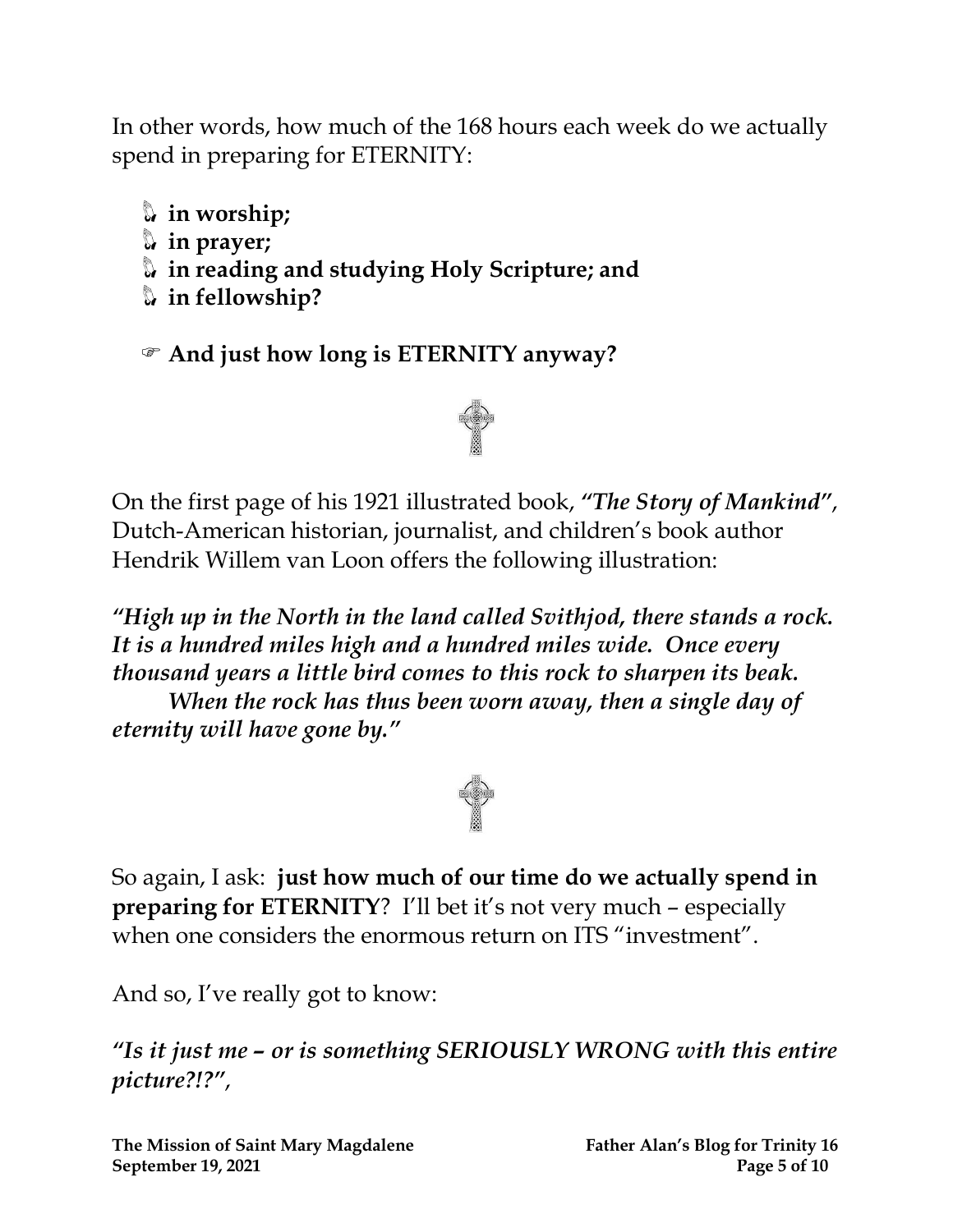In other words, how much of the 168 hours each week do we actually spend in preparing for ETERNITY:

- **in worship;**
- **in prayer;**
- **in reading and studying Holy Scripture; and**
- **in fellowship?**

☞ **And just how long is ETERNITY anyway?**

On the first page of his 1921 illustrated book, ***"The Story of Mankind"***, Dutch-American historian, journalist, and children's book author Hendrik Willem van Loon offers the following illustration:

***"High up in the North in the land called Svithjod, there stands a rock. It is a hundred miles high and a hundred miles wide. Once every thousand years a little bird comes to this rock to sharpen its beak.***
***When the rock has thus been worn away, then a single day of eternity will have gone by."***

So again, I ask: **just how much of our time do we actually spend in preparing for ETERNITY**? I'll bet it's not very much – especially when one considers the enormous return on ITS "investment".

And so, I've really got to know:

***"Is it just me – or is something SERIOUSLY WRONG with this entire picture?!?"***,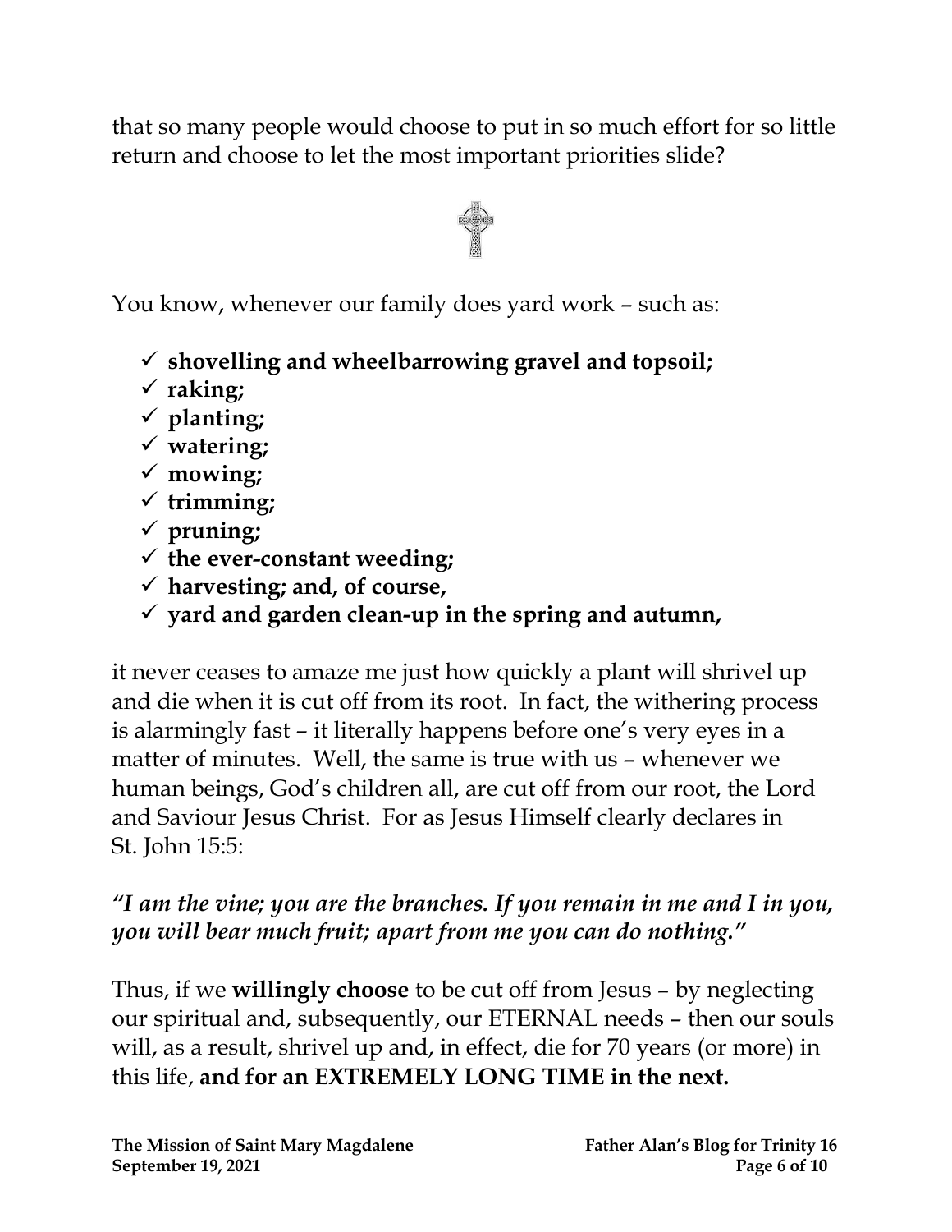that so many people would choose to put in so much effort for so little return and choose to let the most important priorities slide?

You know, whenever our family does yard work – such as:

- ✓ **shovelling and wheelbarrowing gravel and topsoil;**
- ✓ **raking;**
- ✓ **planting;**
- ✓ **watering;**
- ✓ **mowing;**
- ✓ **trimming;**
- ✓ **pruning;**
- ✓ **the ever-constant weeding;**
- ✓ **harvesting; and, of course,**
- ✓ **yard and garden clean-up in the spring and autumn,**

it never ceases to amaze me just how quickly a plant will shrivel up and die when it is cut off from its root. In fact, the withering process is alarmingly fast – it literally happens before one's very eyes in a matter of minutes. Well, the same is true with us – whenever we human beings, God's children all, are cut off from our root, the Lord and Saviour Jesus Christ. For as Jesus Himself clearly declares in St. John 15:5:

***"I am the vine; you are the branches. If you remain in me and I in you, you will bear much fruit; apart from me you can do nothing."***

Thus, if we **willingly choose** to be cut off from Jesus – by neglecting our spiritual and, subsequently, our ETERNAL needs – then our souls will, as a result, shrivel up and, in effect, die for 70 years (or more) in this life, **and for an EXTREMELY LONG TIME in the next.**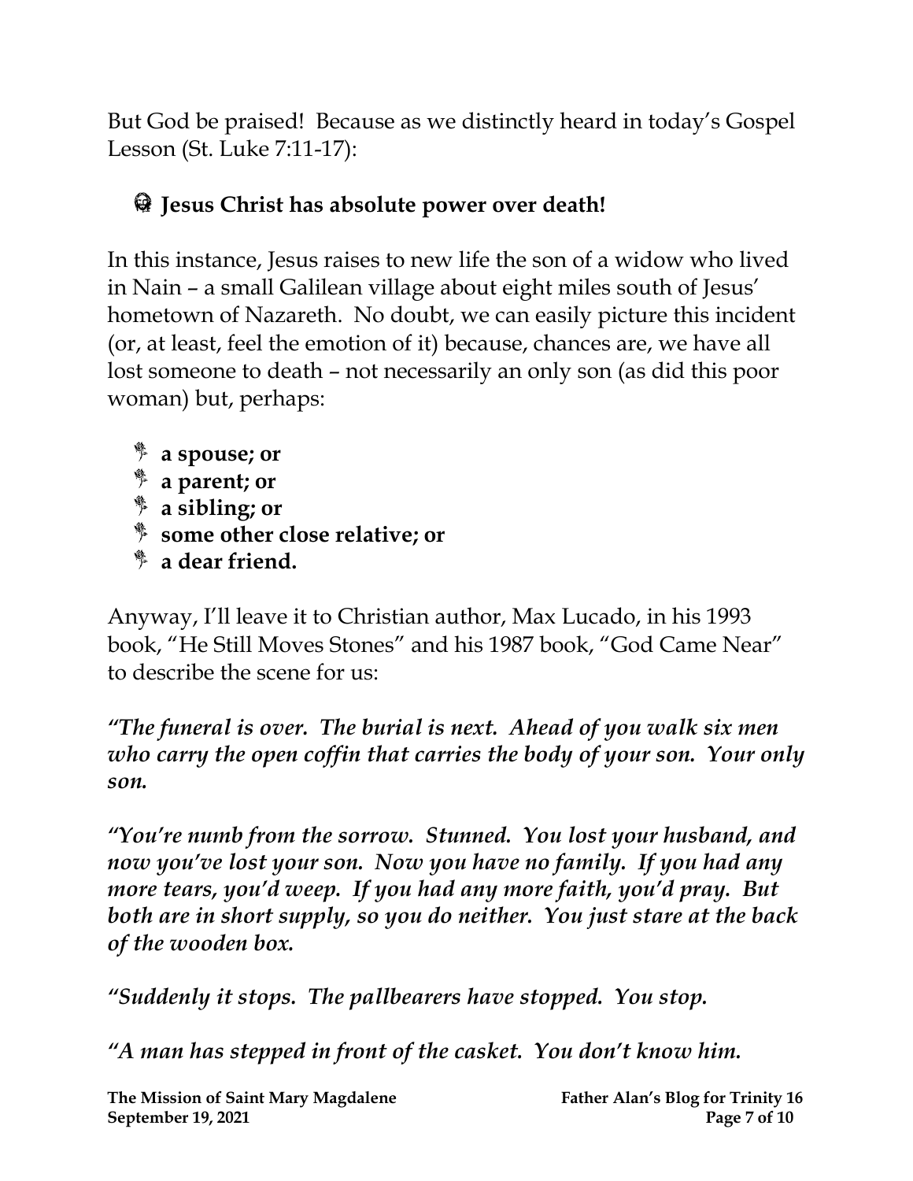But God be praised! Because as we distinctly heard in today's Gospel Lesson (St. Luke 7:11-17):

**Jesus Christ has absolute power over death!**

In this instance, Jesus raises to new life the son of a widow who lived in Nain – a small Galilean village about eight miles south of Jesus' hometown of Nazareth. No doubt, we can easily picture this incident (or, at least, feel the emotion of it) because, chances are, we have all lost someone to death – not necessarily an only son (as did this poor woman) but, perhaps:

- **a spouse; or**
- **a parent; or**
- **a sibling; or**
- **some other close relative; or**
- **a dear friend.**

Anyway, I'll leave it to Christian author, Max Lucado, in his 1993 book, "He Still Moves Stones" and his 1987 book, "God Came Near" to describe the scene for us:

***"The funeral is over. The burial is next. Ahead of you walk six men who carry the open coffin that carries the body of your son. Your only son.***

***"You're numb from the sorrow. Stunned. You lost your husband, and now you've lost your son. Now you have no family. If you had any more tears, you'd weep. If you had any more faith, you'd pray. But both are in short supply, so you do neither. You just stare at the back of the wooden box.***

***"Suddenly it stops. The pallbearers have stopped. You stop.***

***"A man has stepped in front of the casket. You don't know him.***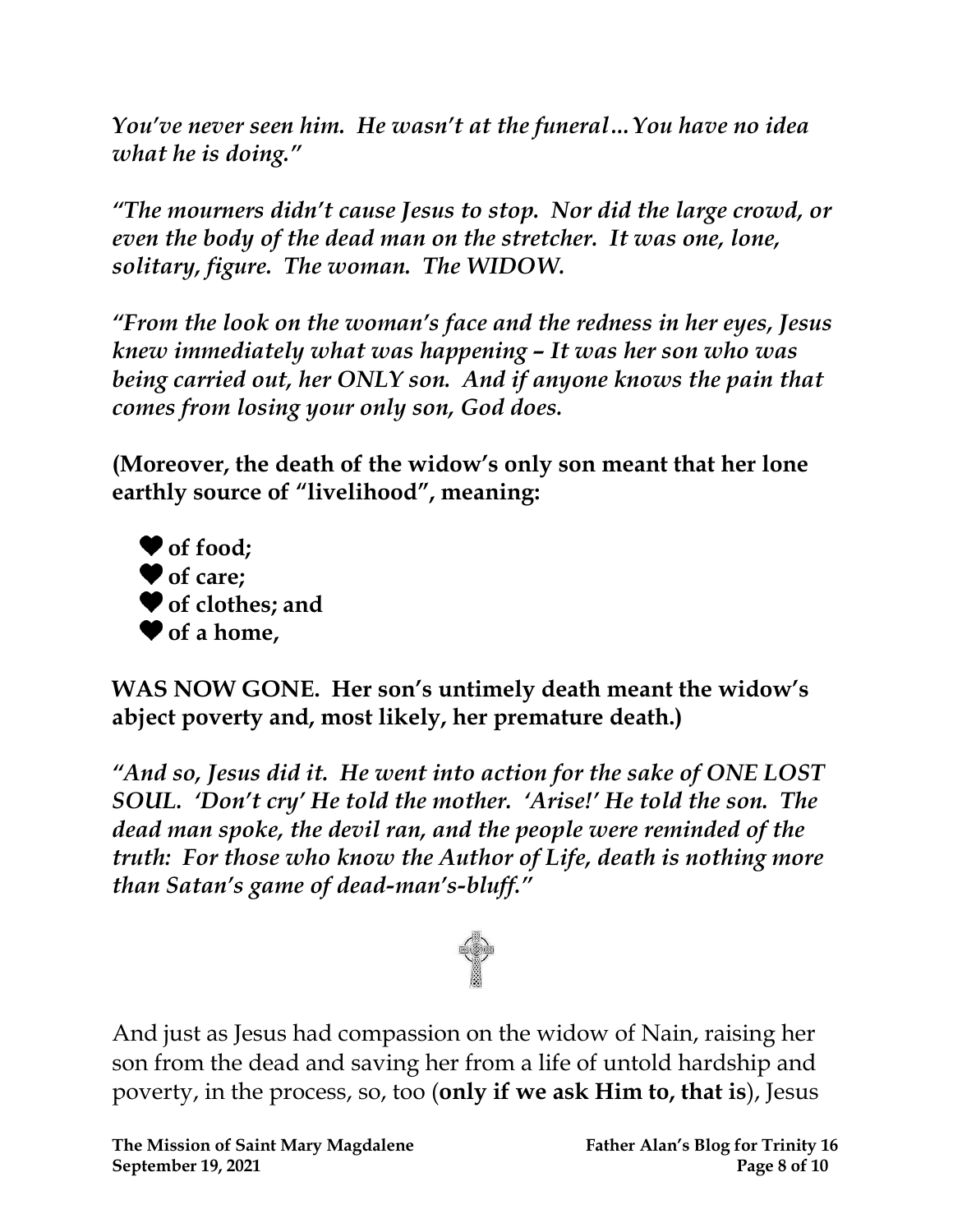*You've never seen him. He wasn't at the funeral…You have no idea what he is doing."*

*"The mourners didn't cause Jesus to stop. Nor did the large crowd, or even the body of the dead man on the stretcher. It was one, lone, solitary, figure. The woman. The WIDOW.*

*"From the look on the woman's face and the redness in her eyes, Jesus knew immediately what was happening – It was her son who was being carried out, her ONLY son. And if anyone knows the pain that comes from losing your only son, God does.*

**(Moreover, the death of the widow's only son meant that her lone earthly source of "livelihood", meaning:**

- ♥ **of food;**
- ♥ **of care;**
- ♥ **of clothes; and**
- ♥ **of a home,**

**WAS NOW GONE. Her son's untimely death meant the widow's abject poverty and, most likely, her premature death.)**

*"And so, Jesus did it. He went into action for the sake of ONE LOST SOUL. 'Don't cry' He told the mother. 'Arise!' He told the son. The dead man spoke, the devil ran, and the people were reminded of the truth: For those who know the Author of Life, death is nothing more than Satan's game of dead-man's-bluff."*

And just as Jesus had compassion on the widow of Nain, raising her son from the dead and saving her from a life of untold hardship and poverty, in the process, so, too (**only if we ask Him to, that is**), Jesus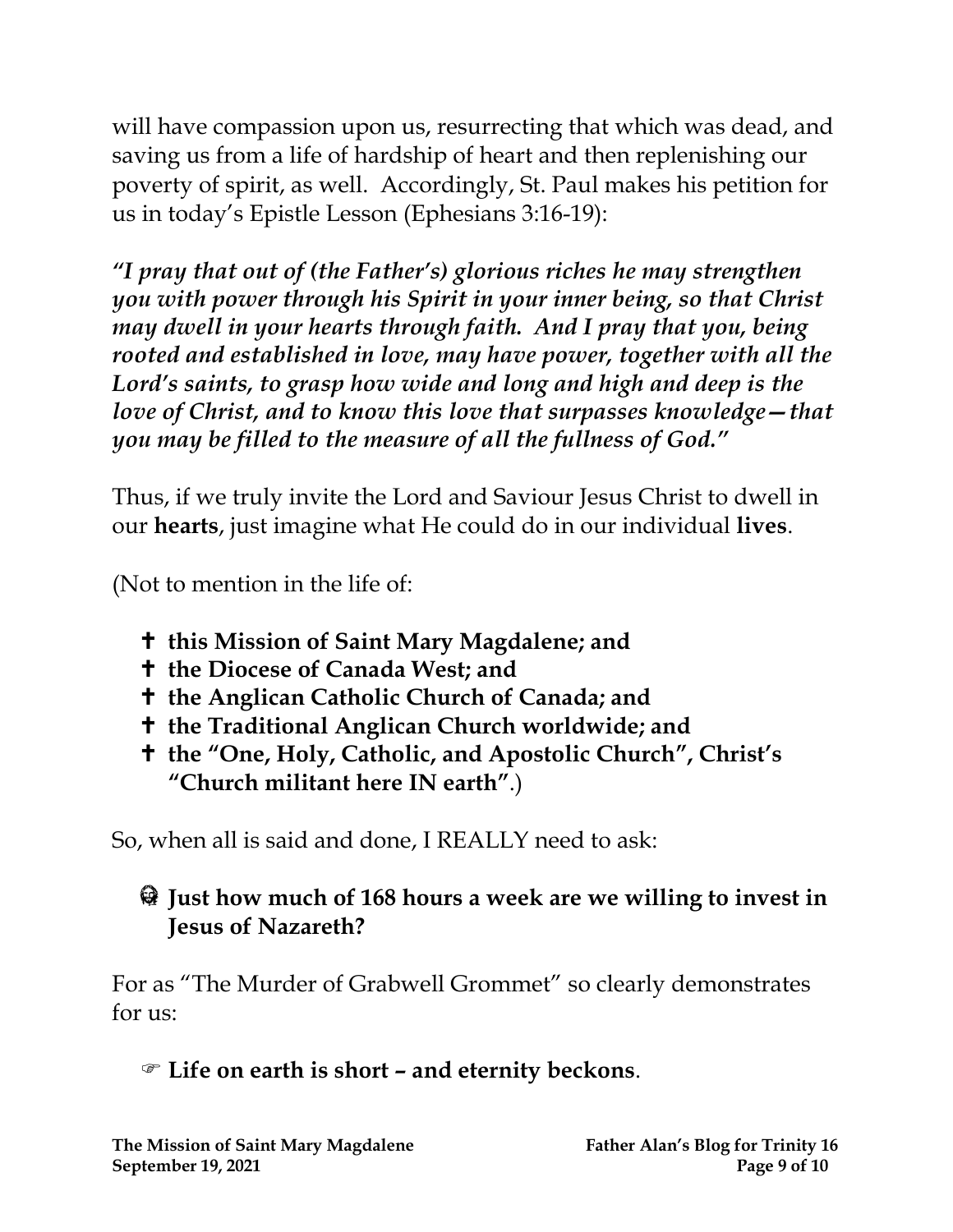will have compassion upon us, resurrecting that which was dead, and saving us from a life of hardship of heart and then replenishing our poverty of spirit, as well. Accordingly, St. Paul makes his petition for us in today's Epistle Lesson (Ephesians 3:16-19):

***"I pray that out of (the Father's) glorious riches he may strengthen you with power through his Spirit in your inner being, so that Christ may dwell in your hearts through faith. And I pray that you, being rooted and established in love, may have power, together with all the Lord's saints, to grasp how wide and long and high and deep is the love of Christ, and to know this love that surpasses knowledge—that you may be filled to the measure of all the fullness of God."***

Thus, if we truly invite the Lord and Saviour Jesus Christ to dwell in our **hearts**, just imagine what He could do in our individual **lives**.

(Not to mention in the life of:

- ✝ **this Mission of Saint Mary Magdalene; and**
- ✝ **the Diocese of Canada West; and**
- ✝ **the Anglican Catholic Church of Canada; and**
- ✝ **the Traditional Anglican Church worldwide; and**
- ✝ **the "One, Holy, Catholic, and Apostolic Church", Christ's "Church militant here IN earth"**.)

So, when all is said and done, I REALLY need to ask:

- **Just how much of 168 hours a week are we willing to invest in Jesus of Nazareth?**

For as "The Murder of Grabwell Grommet" so clearly demonstrates for us:

- ☞ **Life on earth is short – and eternity beckons**.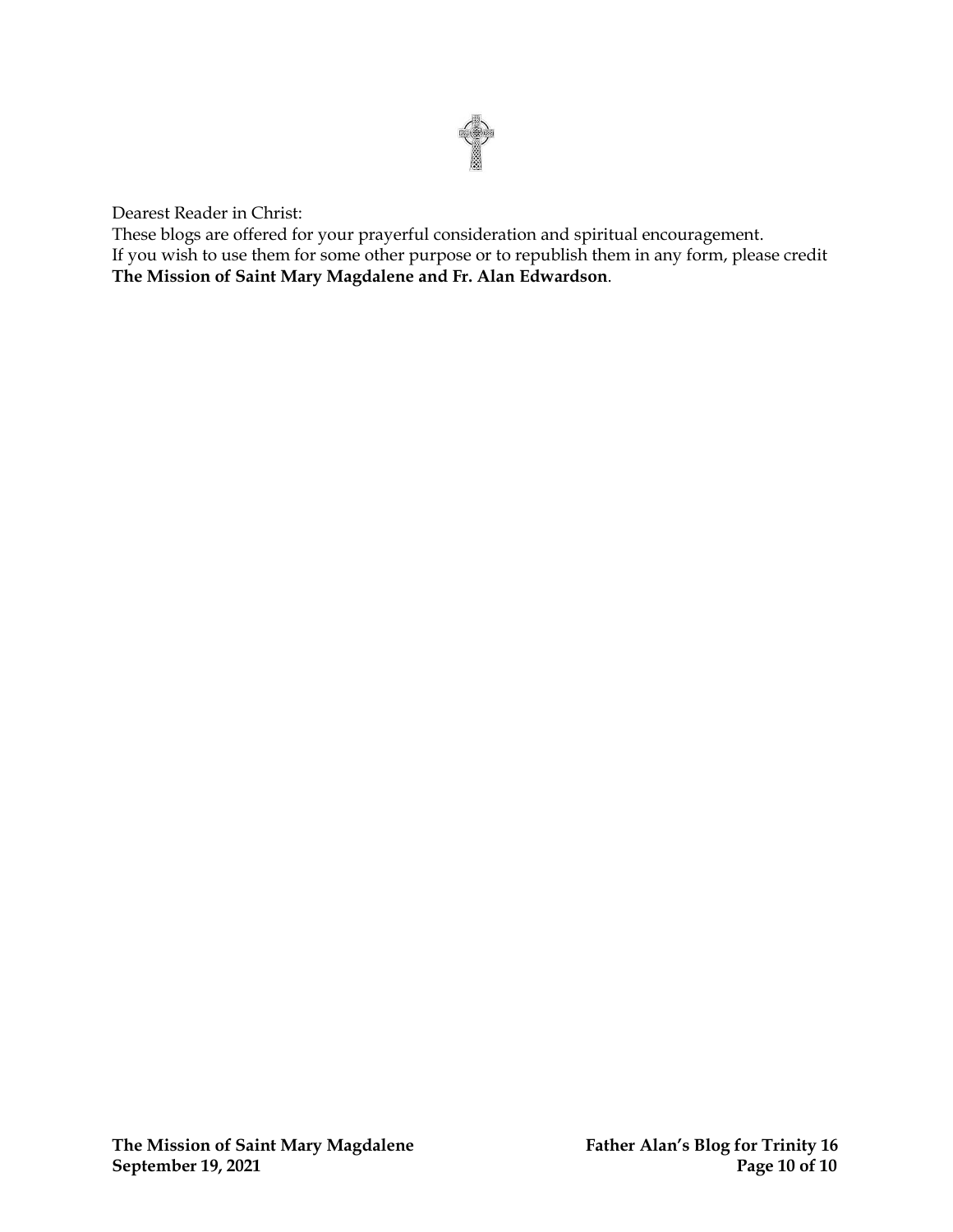Dearest Reader in Christ:

These blogs are offered for your prayerful consideration and spiritual encouragement.

If you wish to use them for some other purpose or to republish them in any form, please credit **The Mission of Saint Mary Magdalene and Fr. Alan Edwardson**.